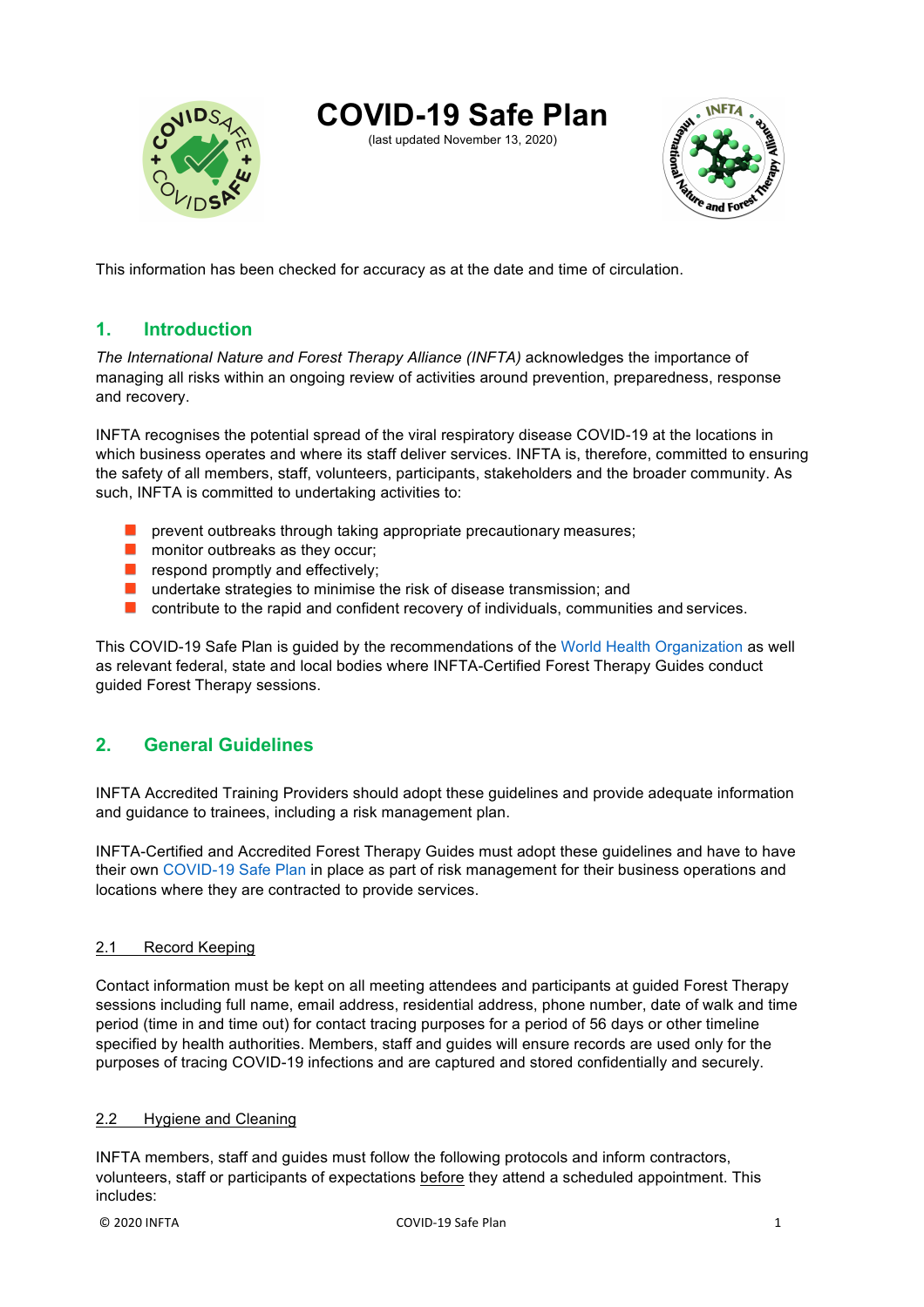# COVID-19 Safe Plan

(last updated November 13, 2020)

This information has been checked for accuracy as at the date and time of circulation.

## 1. Introduction

*The International Nature and Forest Therapy Alliance (INFTA)* acknowledges the importance of managing all risks within an ongoing review of activities around prevention, preparedness, response and recovery.

INFTA recognises the potential spread of the viral respiratory disease COVID-19 at the locations in which business operates and where its staff deliver services. INFTA is, therefore, committed to ensuring the safety of all members, staff, volunteers, participants, stakeholders and the broader community. As such, INFTA is committed to undertaking activities to:

- prevent outbreaks through taking appropriate precautionary measures;
- monitor outbreaks as they occur;
- respond promptly and effectively;
- undertake strategies to minimise the risk of disease transmission; and
- contribute to the rapid and confident recovery of individuals, communities and services.

This COVID-19 Safe Plan is guided by the recommendations of the World Health Organization as well as relevant federal, state and local bodies where INFTA-Certified Forest Therapy Guides conduct guided Forest Therapy sessions.

## 2. General Guidelines

INFTA Accredited Training Providers should adopt these guidelines and provide adequate information and guidance to trainees, including a risk management plan.

INFTA-Certified and Accredited Forest Therapy Guides must adopt these guidelines and have to have their own COVID-19 Safe Plan in place as part of risk management for their business operations and locations where they are contracted to provide services.

### 2.1 Record Keeping

Contact information must be kept on all meeting attendees and participants at guided Forest Therapy sessions including full name, email address, residential address, phone number, date of walk and time period (time in and time out) for contact tracing purposes for a period of 56 days or other timeline specified by health authorities. Members, staff and guides will ensure records are used only for the purposes of tracing COVID-19 infections and are captured and stored confidentially and securely.

### 2.2 Hygiene and Cleaning

INFTA members, staff and guides must follow the following protocols and inform contractors, volunteers, staff or participants of expectations before they attend a scheduled appointment. This includes: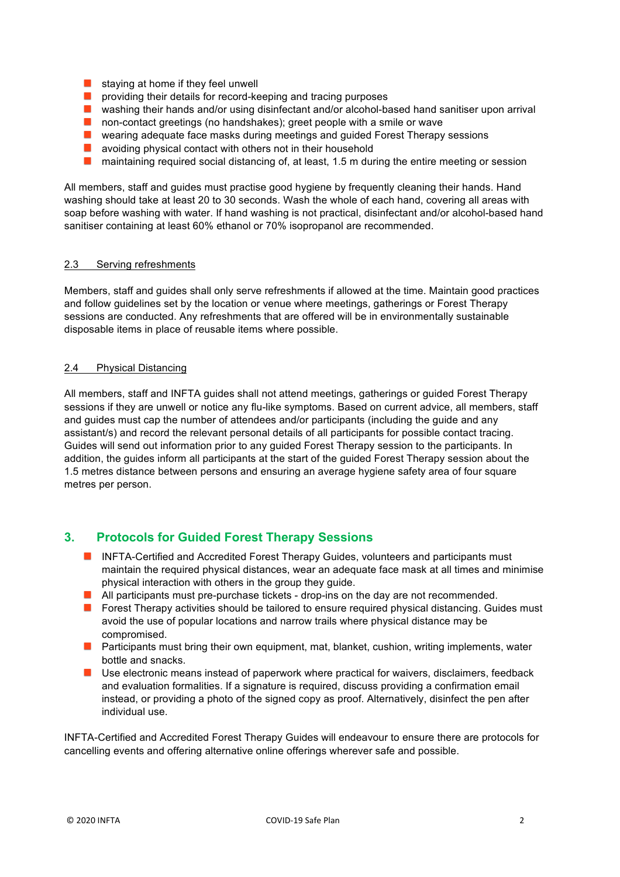- staying at home if they feel unwell
- providing their details for record-keeping and tracing purposes
- washing their hands and/or using disinfectant and/or alcohol-based hand sanitiser upon arrival
- non-contact greetings (no handshakes); greet people with a smile or wave
- wearing adequate face masks during meetings and guided Forest Therapy sessions
- avoiding physical contact with others not in their household
- maintaining required social distancing of, at least, 1.5 m during the entire meeting or session

All members, staff and guides must practise good hygiene by frequently cleaning their hands. Hand washing should take at least 20 to 30 seconds. Wash the whole of each hand, covering all areas with soap before washing with water. If hand washing is not practical, disinfectant and/or alcohol-based hand sanitiser containing at least 60% ethanol or 70% isopropanol are recommended.

### 2.3 Serving refreshments

Members, staff and guides shall only serve refreshments if allowed at the time. Maintain good practices and follow guidelines set by the location or venue where meetings, gatherings or Forest Therapy sessions are conducted. Any refreshments that are offered will be in environmentally sustainable disposable items in place of reusable items where possible.

### 2.4 Physical Distancing

All members, staff and INFTA guides shall not attend meetings, gatherings or guided Forest Therapy sessions if they are unwell or notice any flu-like symptoms. Based on current advice, all members, staff and guides must cap the number of attendees and/or participants (including the guide and any assistant/s) and record the relevant personal details of all participants for possible contact tracing. Guides will send out information prior to any guided Forest Therapy session to the participants. In addition, the guides inform all participants at the start of the guided Forest Therapy session about the 1.5 metres distance between persons and ensuring an average hygiene safety area of four square metres per person.

## 3. Protocols for Guided Forest Therapy Sessions

- INFTA-Certified and Accredited Forest Therapy Guides, volunteers and participants must maintain the required physical distances, wear an adequate face mask at all times and minimise physical interaction with others in the group they guide.
- All participants must pre-purchase tickets - drop-ins on the day are not recommended.
- Forest Therapy activities should be tailored to ensure required physical distancing. Guides must avoid the use of popular locations and narrow trails where physical distance may be compromised.
- Participants must bring their own equipment, mat, blanket, cushion, writing implements, water bottle and snacks.
- Use electronic means instead of paperwork where practical for waivers, disclaimers, feedback and evaluation formalities. If a signature is required, discuss providing a confirmation email instead, or providing a photo of the signed copy as proof. Alternatively, disinfect the pen after individual use.

INFTA-Certified and Accredited Forest Therapy Guides will endeavour to ensure there are protocols for cancelling events and offering alternative online offerings wherever safe and possible.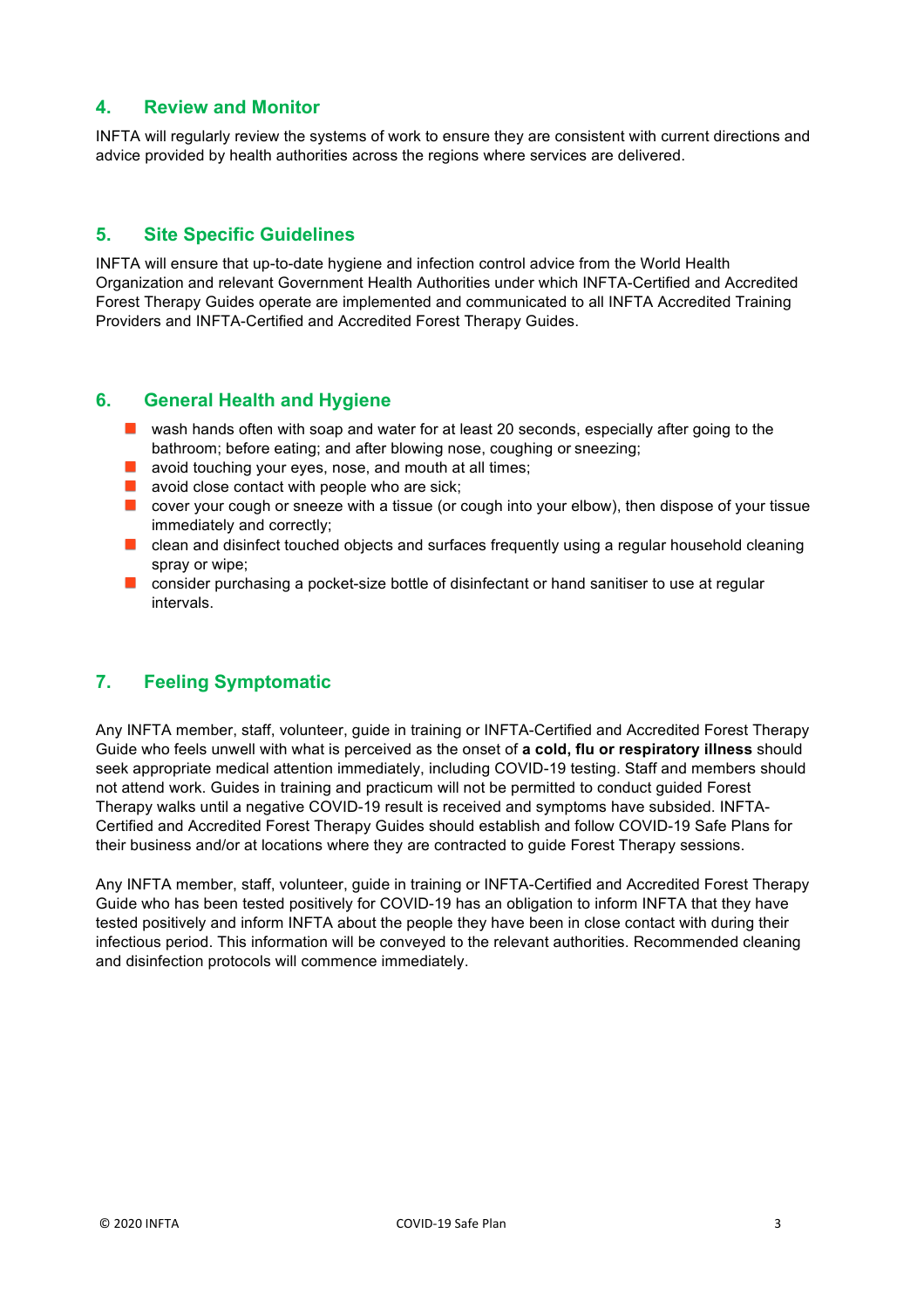## 4. Review and Monitor

INFTA will regularly review the systems of work to ensure they are consistent with current directions and advice provided by health authorities across the regions where services are delivered.

## 5. Site Specific Guidelines

INFTA will ensure that up-to-date hygiene and infection control advice from the World Health Organization and relevant Government Health Authorities under which INFTA-Certified and Accredited Forest Therapy Guides operate are implemented and communicated to all INFTA Accredited Training Providers and INFTA-Certified and Accredited Forest Therapy Guides.

## 6. General Health and Hygiene

- wash hands often with soap and water for at least 20 seconds, especially after going to the bathroom; before eating; and after blowing nose, coughing or sneezing;
- avoid touching your eyes, nose, and mouth at all times;
- avoid close contact with people who are sick;
- cover your cough or sneeze with a tissue (or cough into your elbow), then dispose of your tissue immediately and correctly;
- clean and disinfect touched objects and surfaces frequently using a regular household cleaning spray or wipe;
- consider purchasing a pocket-size bottle of disinfectant or hand sanitiser to use at regular intervals.

## 7. Feeling Symptomatic

Any INFTA member, staff, volunteer, guide in training or INFTA-Certified and Accredited Forest Therapy Guide who feels unwell with what is perceived as the onset of **a cold, flu or respiratory illness** should seek appropriate medical attention immediately, including COVID-19 testing. Staff and members should not attend work. Guides in training and practicum will not be permitted to conduct guided Forest Therapy walks until a negative COVID-19 result is received and symptoms have subsided. INFTA-Certified and Accredited Forest Therapy Guides should establish and follow COVID-19 Safe Plans for their business and/or at locations where they are contracted to guide Forest Therapy sessions.

Any INFTA member, staff, volunteer, guide in training or INFTA-Certified and Accredited Forest Therapy Guide who has been tested positively for COVID-19 has an obligation to inform INFTA that they have tested positively and inform INFTA about the people they have been in close contact with during their infectious period. This information will be conveyed to the relevant authorities. Recommended cleaning and disinfection protocols will commence immediately.